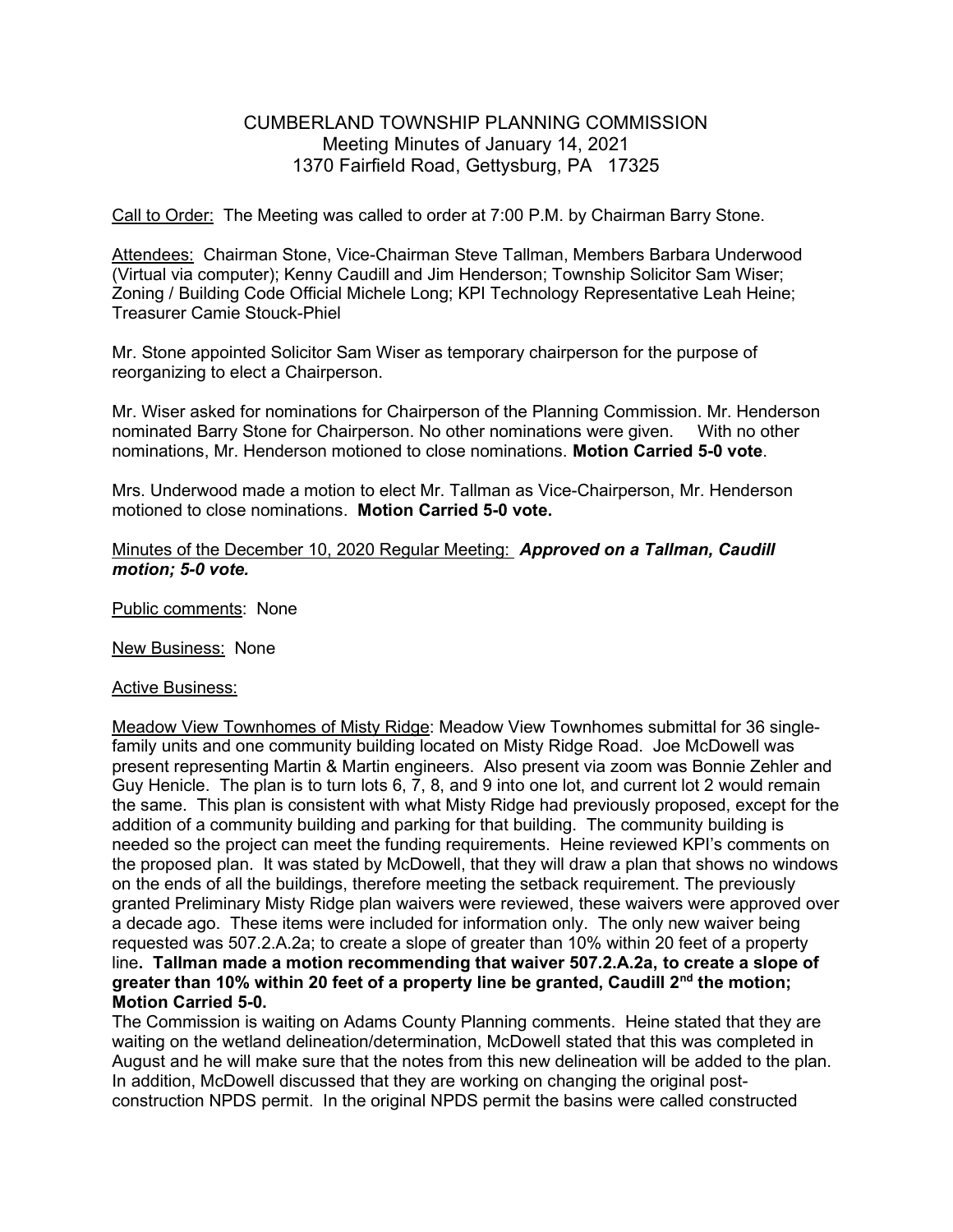# CUMBERLAND TOWNSHIP PLANNING COMMISSION
Meeting Minutes of January 14, 2021
1370 Fairfield Road, Gettysburg, PA 17325

Call to Order: The Meeting was called to order at 7:00 P.M. by Chairman Barry Stone.

Attendees: Chairman Stone, Vice-Chairman Steve Tallman, Members Barbara Underwood (Virtual via computer); Kenny Caudill and Jim Henderson; Township Solicitor Sam Wiser; Zoning / Building Code Official Michele Long; KPI Technology Representative Leah Heine; Treasurer Camie Stouck-Phiel

Mr. Stone appointed Solicitor Sam Wiser as temporary chairperson for the purpose of reorganizing to elect a Chairperson.

Mr. Wiser asked for nominations for Chairperson of the Planning Commission. Mr. Henderson nominated Barry Stone for Chairperson. No other nominations were given. With no other nominations, Mr. Henderson motioned to close nominations. **Motion Carried 5-0 vote**.

Mrs. Underwood made a motion to elect Mr. Tallman as Vice-Chairperson, Mr. Henderson motioned to close nominations. **Motion Carried 5-0 vote.**

Minutes of the December 10, 2020 Regular Meeting: ***Approved on a Tallman, Caudill motion; 5-0 vote.***

Public comments: None

New Business: None

Active Business:

Meadow View Townhomes of Misty Ridge: Meadow View Townhomes submittal for 36 single-family units and one community building located on Misty Ridge Road. Joe McDowell was present representing Martin & Martin engineers. Also present via zoom was Bonnie Zehler and Guy Henicle. The plan is to turn lots 6, 7, 8, and 9 into one lot, and current lot 2 would remain the same. This plan is consistent with what Misty Ridge had previously proposed, except for the addition of a community building and parking for that building. The community building is needed so the project can meet the funding requirements. Heine reviewed KPI's comments on the proposed plan. It was stated by McDowell, that they will draw a plan that shows no windows on the ends of all the buildings, therefore meeting the setback requirement. The previously granted Preliminary Misty Ridge plan waivers were reviewed, these waivers were approved over a decade ago. These items were included for information only. The only new waiver being requested was 507.2.A.2a; to create a slope of greater than 10% within 20 feet of a property line**. Tallman made a motion recommending that waiver 507.2.A.2a, to create a slope of greater than 10% within 20 feet of a property line be granted, Caudill 2nd the motion; Motion Carried 5-0.**

The Commission is waiting on Adams County Planning comments. Heine stated that they are waiting on the wetland delineation/determination, McDowell stated that this was completed in August and he will make sure that the notes from this new delineation will be added to the plan. In addition, McDowell discussed that they are working on changing the original post-construction NPDS permit. In the original NPDS permit the basins were called constructed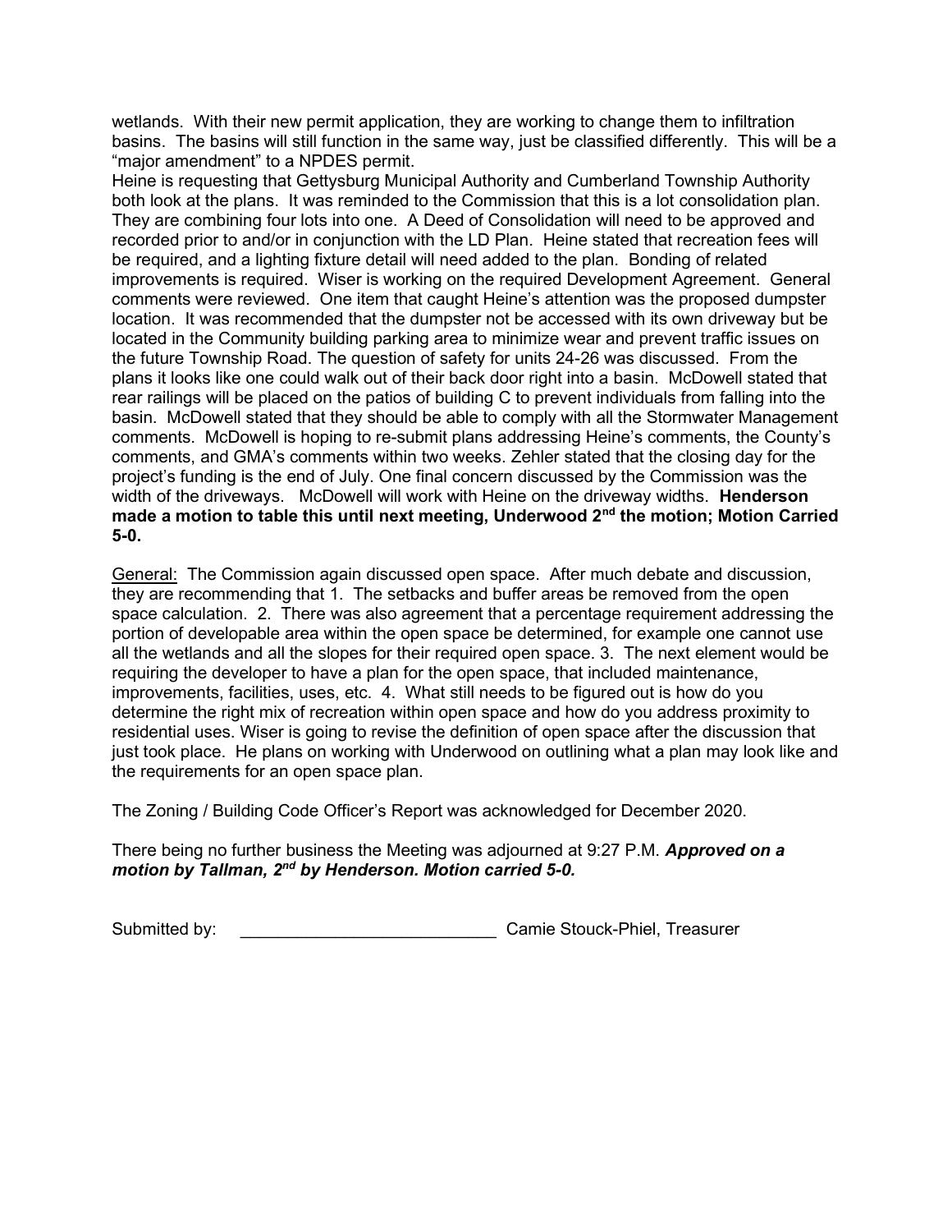wetlands. With their new permit application, they are working to change them to infiltration basins. The basins will still function in the same way, just be classified differently. This will be a "major amendment" to a NPDES permit.
Heine is requesting that Gettysburg Municipal Authority and Cumberland Township Authority both look at the plans. It was reminded to the Commission that this is a lot consolidation plan. They are combining four lots into one. A Deed of Consolidation will need to be approved and recorded prior to and/or in conjunction with the LD Plan. Heine stated that recreation fees will be required, and a lighting fixture detail will need added to the plan. Bonding of related improvements is required. Wiser is working on the required Development Agreement. General comments were reviewed. One item that caught Heine's attention was the proposed dumpster location. It was recommended that the dumpster not be accessed with its own driveway but be located in the Community building parking area to minimize wear and prevent traffic issues on the future Township Road. The question of safety for units 24-26 was discussed. From the plans it looks like one could walk out of their back door right into a basin. McDowell stated that rear railings will be placed on the patios of building C to prevent individuals from falling into the basin. McDowell stated that they should be able to comply with all the Stormwater Management comments. McDowell is hoping to re-submit plans addressing Heine's comments, the County's comments, and GMA's comments within two weeks. Zehler stated that the closing day for the project's funding is the end of July. One final concern discussed by the Commission was the width of the driveways. McDowell will work with Heine on the driveway widths. **Henderson made a motion to table this until next meeting, Underwood 2nd the motion; Motion Carried 5-0.**

General: The Commission again discussed open space. After much debate and discussion, they are recommending that 1. The setbacks and buffer areas be removed from the open space calculation. 2. There was also agreement that a percentage requirement addressing the portion of developable area within the open space be determined, for example one cannot use all the wetlands and all the slopes for their required open space. 3. The next element would be requiring the developer to have a plan for the open space, that included maintenance, improvements, facilities, uses, etc. 4. What still needs to be figured out is how do you determine the right mix of recreation within open space and how do you address proximity to residential uses. Wiser is going to revise the definition of open space after the discussion that just took place. He plans on working with Underwood on outlining what a plan may look like and the requirements for an open space plan.

The Zoning / Building Code Officer's Report was acknowledged for December 2020.

There being no further business the Meeting was adjourned at 9:27 P.M. ***Approved on a motion by Tallman, 2nd by Henderson. Motion carried 5-0.***

Submitted by: ___________________________ Camie Stouck-Phiel, Treasurer